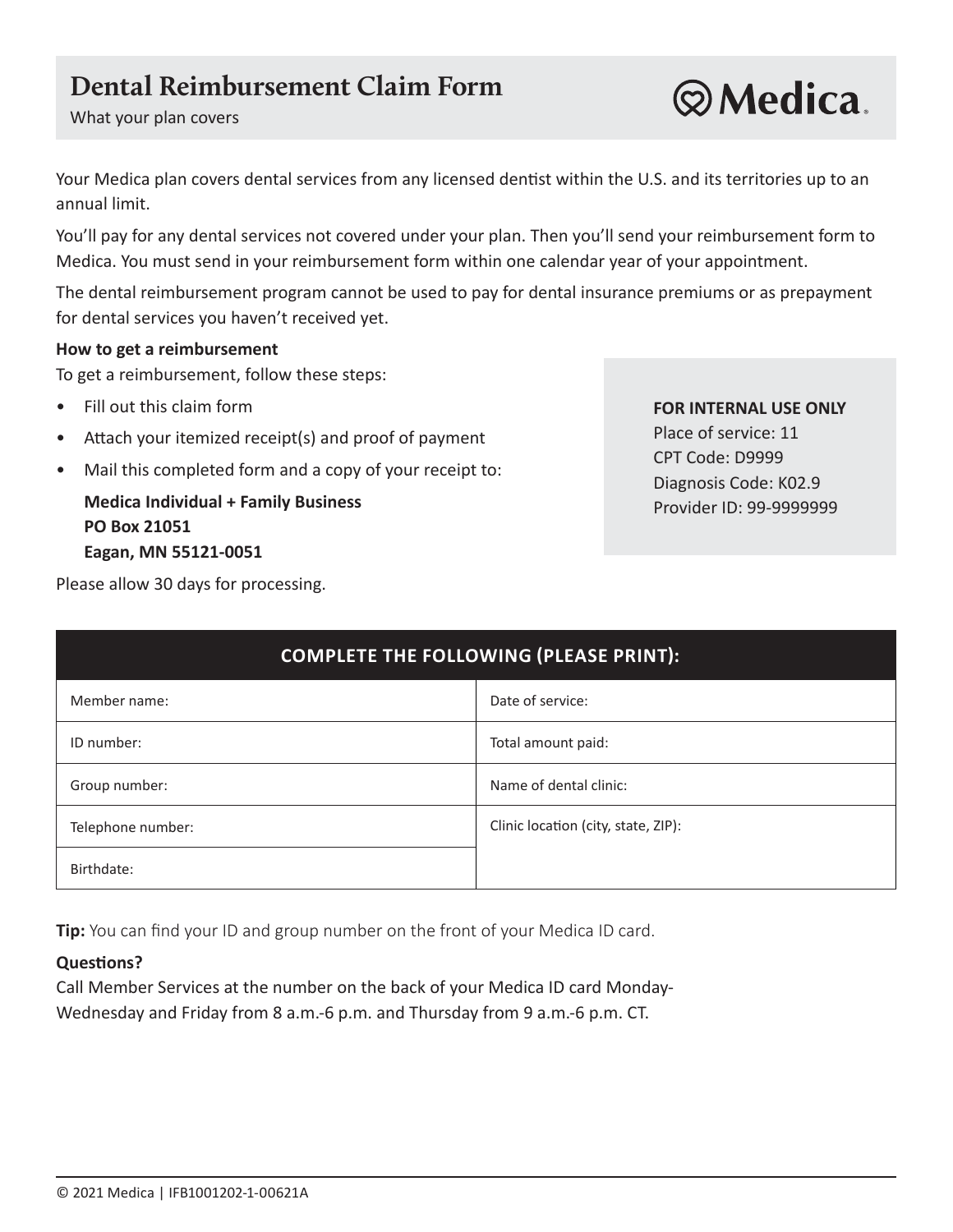# Dental Reimbursement Claim Form

What your plan covers

**Medica**

Your Medica plan covers dental services from any licensed dentist within the U.S. and its territories up to an annual limit.

You'll pay for any dental services not covered under your plan. Then you'll send your reimbursement form to Medica. You must send in your reimbursement form within one calendar year of your appointment.

The dental reimbursement program cannot be used to pay for dental insurance premiums or as prepayment for dental services you haven't received yet.

**How to get a reimbursement**

To get a reimbursement, follow these steps:

- Fill out this claim form
- Attach your itemized receipt(s) and proof of payment
- Mail this completed form and a copy of your receipt to:

  **Medica Individual + Family Business**
  **PO Box 21051**
  **Eagan, MN 55121-0051**

Please allow 30 days for processing.

**FOR INTERNAL USE ONLY**
Place of service: 11
CPT Code: D9999
Diagnosis Code: K02.9
Provider ID: 99-9999999

| COMPLETE THE FOLLOWING (PLEASE PRINT): | |
|---|---|
| Member name: | Date of service: |
| ID number: | Total amount paid: |
| Group number: | Name of dental clinic: |
| Telephone number: | Clinic location (city, state, ZIP): |
| Birthdate: | |

**Tip:** You can find your ID and group number on the front of your Medica ID card.

**Questions?**

Call Member Services at the number on the back of your Medica ID card Monday-Wednesday and Friday from 8 a.m.-6 p.m. and Thursday from 9 a.m.-6 p.m. CT.

© 2021 Medica | IFB1001202-1-00621A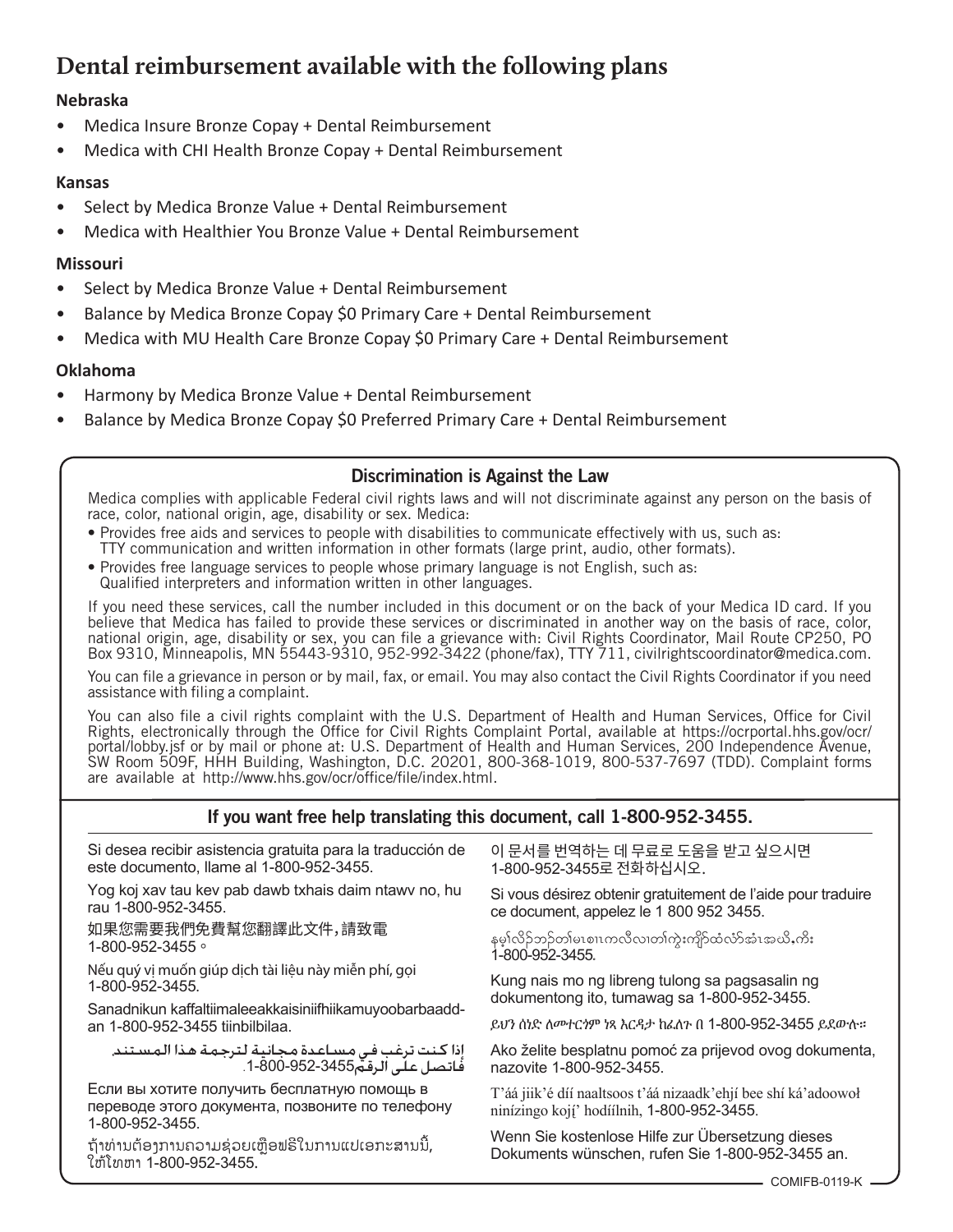# Dental reimbursement available with the following plans

**Nebraska**

- Medica Insure Bronze Copay + Dental Reimbursement
- Medica with CHI Health Bronze Copay + Dental Reimbursement

**Kansas**

- Select by Medica Bronze Value + Dental Reimbursement
- Medica with Healthier You Bronze Value + Dental Reimbursement

**Missouri**

- Select by Medica Bronze Value + Dental Reimbursement
- Balance by Medica Bronze Copay $0 Primary Care + Dental Reimbursement
- Medica with MU Health Care Bronze Copay $0 Primary Care + Dental Reimbursement

**Oklahoma**

- Harmony by Medica Bronze Value + Dental Reimbursement
- Balance by Medica Bronze Copay $0 Preferred Primary Care + Dental Reimbursement

## Discrimination is Against the Law

Medica complies with applicable Federal civil rights laws and will not discriminate against any person on the basis of race, color, national origin, age, disability or sex. Medica:

- Provides free aids and services to people with disabilities to communicate effectively with us, such as: TTY communication and written information in other formats (large print, audio, other formats).
- Provides free language services to people whose primary language is not English, such as: Qualified interpreters and information written in other languages.

If you need these services, call the number included in this document or on the back of your Medica ID card. If you believe that Medica has failed to provide these services or discriminated in another way on the basis of race, color, national origin, age, disability or sex, you can file a grievance with: Civil Rights Coordinator, Mail Route CP250, PO Box 9310, Minneapolis, MN 55443-9310, 952-992-3422 (phone/fax), TTY 711, civilrightscoordinator@medica.com.

You can file a grievance in person or by mail, fax, or email. You may also contact the Civil Rights Coordinator if you need assistance with filing a complaint.

You can also file a civil rights complaint with the U.S. Department of Health and Human Services, Office for Civil Rights, electronically through the Office for Civil Rights Complaint Portal, available at https://ocrportal.hhs.gov/ocr/portal/lobby.jsf or by mail or phone at: U.S. Department of Health and Human Services, 200 Independence Avenue, SW Room 509F, HHH Building, Washington, D.C. 20201, 800-368-1019, 800-537-7697 (TDD). Complaint forms are available at http://www.hhs.gov/ocr/office/file/index.html.

## If you want free help translating this document, call 1-800-952-3455.

Si desea recibir asistencia gratuita para la traducción de este documento, llame al 1-800-952-3455.

Yog koj xav tau kev pab dawb txhais daim ntawv no, hu rau 1-800-952-3455.

如果您需要我們免費幫您翻譯此文件，請致電 1-800-952-3455。

Nếu quý vị muốn giúp dịch tài liệu này miễn phí, gọi 1-800-952-3455.

Sanadnikun kaffaltiimaleeakkaisiniifhiikamuyoobarbaadd-an 1-800-952-3455 tiinbilbilaa.

إذا كنت ترغب في مساعدة مجانية لترجمة هذا المستند، فاتصل على الرقم1-800-952-3455.

Если вы хотите получить бесплатную помощь в переводе этого документа, позвоните по телефону 1-800-952-3455.

ຖ້າທ່ານຕ້ອງການຄວາມຊ່ວຍເຫຼືອຟຣີໃນການແປເອກະສານນີ້, ໃຫ້ໂທຫາ 1-800-952-3455.

이 문서를 번역하는 데 무료로 도움을 받고 싶으시면 1-800-952-3455로 전화하십시오.

Si vous désirez obtenir gratuitement de l'aide pour traduire ce document, appelez le 1 800 952 3455.

နမ့်လိဉ်ဘဉ်တၢ်မၤစၢၤကလီလၢတၢ်ကွဲးကျိာ်ထံလံာ်အံၤအယိ,ကိး 1-800-952-3455.

Kung nais mo ng libreng tulong sa pagsasalin ng dokumentong ito, tumawag sa 1-800-952-3455.

ይህን ሰነድ ለመተርጎም ነጻ እርዳታ ከፈለጉ በ 1-800-952-3455 ይደውሉ።

Ako želite besplatnu pomoć za prijevod ovog dokumenta, nazovite 1-800-952-3455.

T'áá jiik'é díí naaltsoos t'áá nizaadk'ehjí bee shí ká'adoowoł nínízingo kojį' hodíílnih, 1-800-952-3455.

Wenn Sie kostenlose Hilfe zur Übersetzung dieses Dokuments wünschen, rufen Sie 1-800-952-3455 an.

COMIFB-0119-K